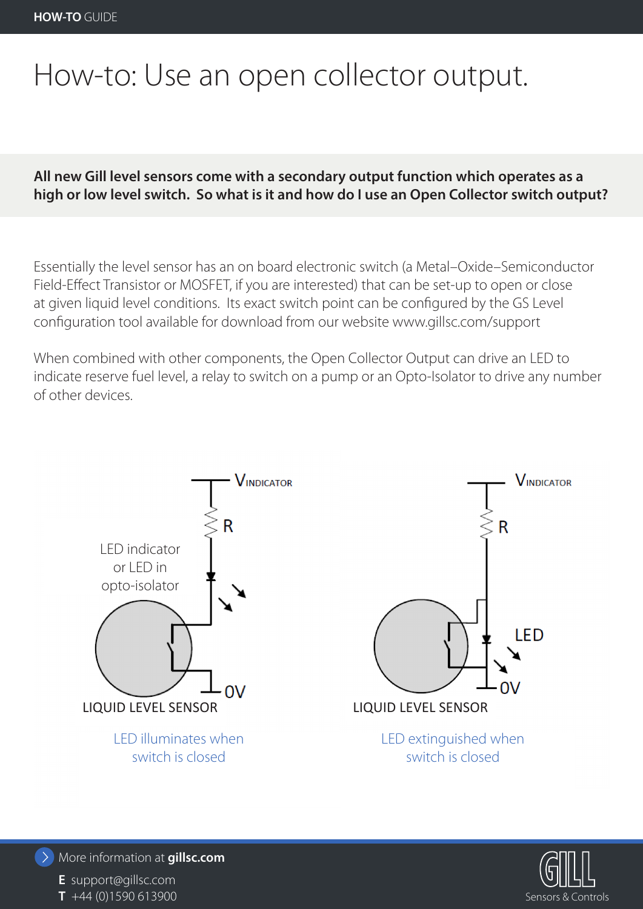# How-to: Use an open collector output.

**All new Gill level sensors come with a secondary output function which operates as a high or low level switch. So what is it and how do I use an Open Collector switch output?**

Essentially the level sensor has an on board electronic switch (a Metal–Oxide–Semiconductor Field-Effect Transistor or MOSFET, if you are interested) that can be set-up to open or close at given liquid level conditions. Its exact switch point can be configured by the GS Level configuration tool available for download from our website www.gillsc.com/support

When combined with other components, the Open Collector Output can drive an LED to indicate reserve fuel level, a relay to switch on a pump or an Opto-Isolator to drive any number of other devices.

$V_{INDICATOR}$

R

LED indicator or LED in opto-isolator

0V

LIQUID LEVEL SENSOR

LED illuminates when switch is closed

$V_{INDICATOR}$

R

LED

0V

LIQUID LEVEL SENSOR

LED extinguished when switch is closed

More information at **gillsc.com**

**E** support@gillsc.com
**T** +44 (0)1590 613900

GILL Sensors & Controls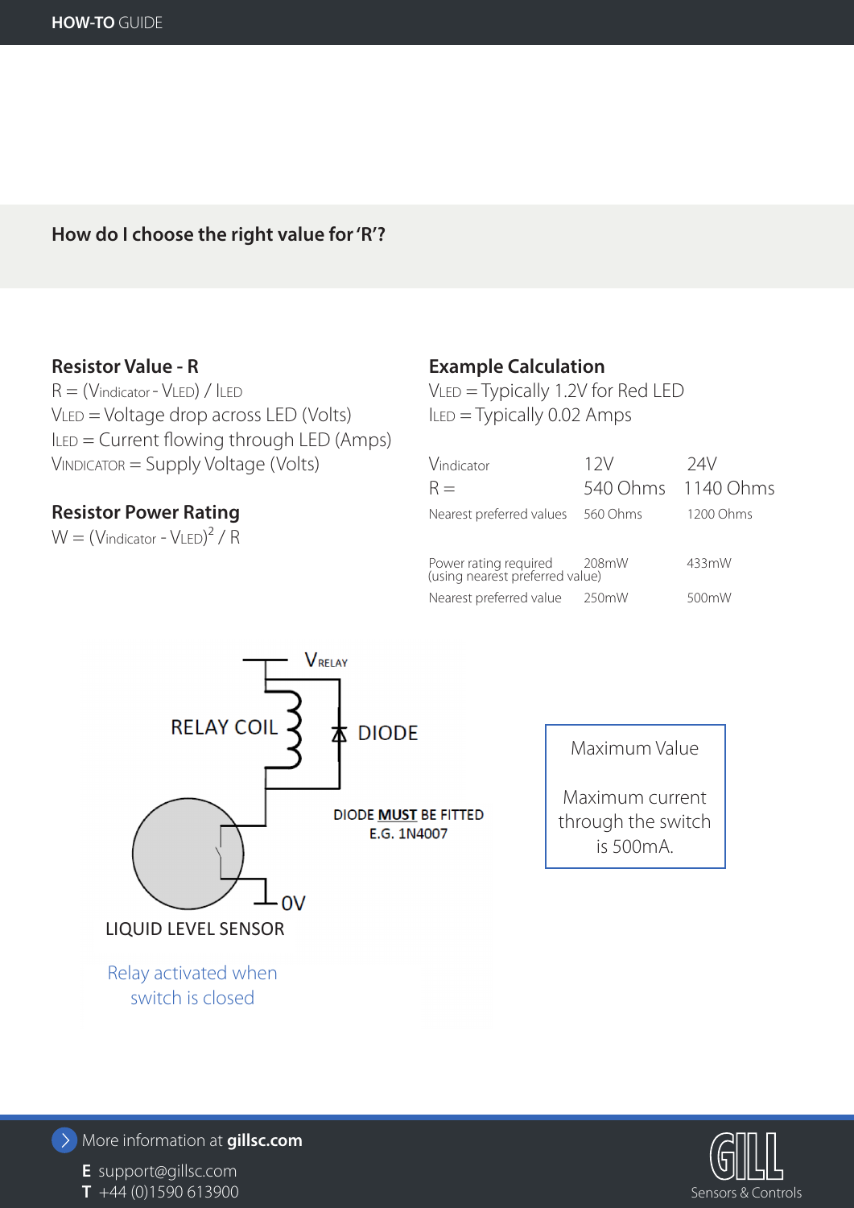## How do I choose the right value for 'R'?

### Resistor Value - R

$R = (V_{indicator} - V_{LED}) / I_{LED}$

$V_{LED}$ = Voltage drop across LED (Volts)

$I_{LED}$ = Current flowing through LED (Amps)

$V_{INDICATOR}$ = Supply Voltage (Volts)

### Resistor Power Rating

$W = (V_{indicator} - V_{LED})^2 / R$

### Example Calculation

$V_{LED}$ = Typically 1.2V for Red LED

$I_{LED}$ = Typically 0.02 Amps

| | | |
|---|---|---|
| $V_{indicator}$ | 12V | 24V |
| R = | 540 Ohms | 1140 Ohms |
| Nearest preferred values | 560 Ohms | 1200 Ohms |
| Power rating required (using nearest preferred value) | 208mW | 433mW |
| Nearest preferred value | 250mW | 500mW |

V RELAY

RELAY COIL

DIODE

DIODE **MUST** BE FITTED
E.G. 1N4007

0V

LIQUID LEVEL SENSOR

Relay activated when switch is closed

Maximum Value

Maximum current through the switch is 500mA.

More information at **gillsc.com**

**E** support@gillsc.com
**T** +44 (0)1590 613900

GILL Sensors & Controls